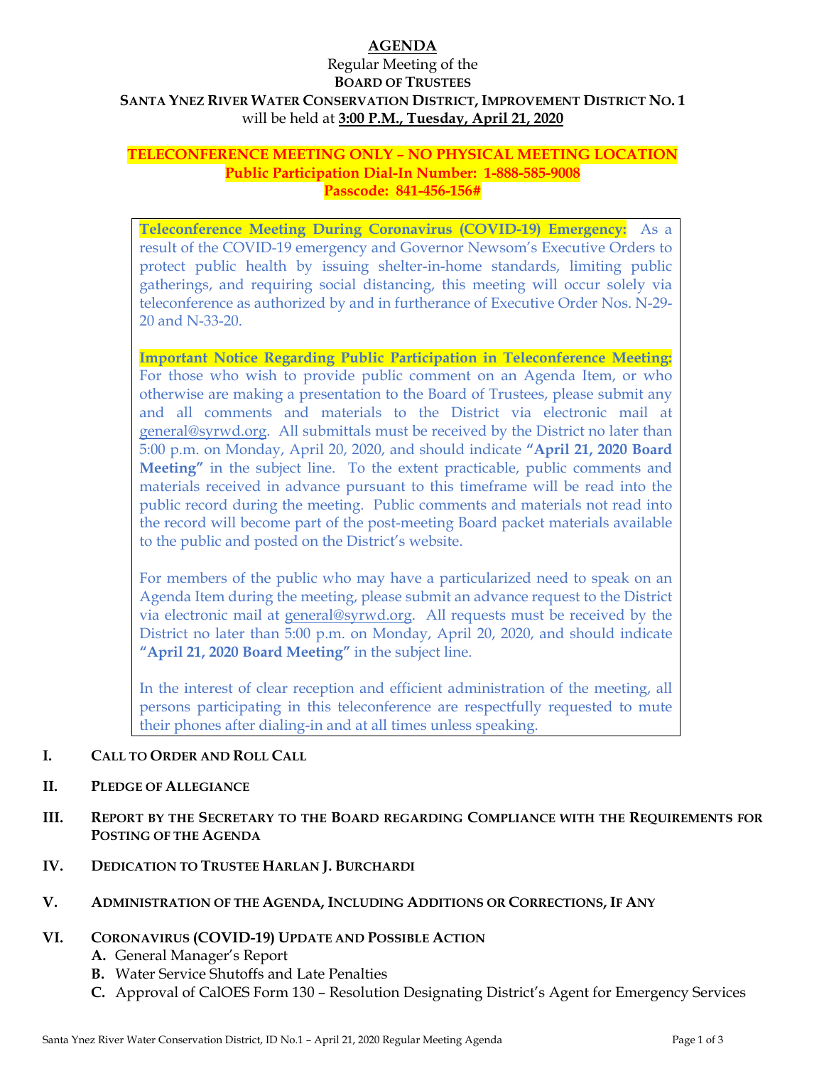# AGENDA

Regular Meeting of the

**BOARD OF TRUSTEES**

**SANTA YNEZ RIVER WATER CONSERVATION DISTRICT, IMPROVEMENT DISTRICT NO. 1**

will be held at **3:00 P.M., Tuesday, April 21, 2020**

**TELECONFERENCE MEETING ONLY – NO PHYSICAL MEETING LOCATION**

**Public Participation Dial-In Number: 1-888-585-9008**

**Passcode: 841-456-156#**

**Teleconference Meeting During Coronavirus (COVID-19) Emergency:** As a result of the COVID-19 emergency and Governor Newsom's Executive Orders to protect public health by issuing shelter-in-home standards, limiting public gatherings, and requiring social distancing, this meeting will occur solely via teleconference as authorized by and in furtherance of Executive Order Nos. N-29-20 and N-33-20.

**Important Notice Regarding Public Participation in Teleconference Meeting:** For those who wish to provide public comment on an Agenda Item, or who otherwise are making a presentation to the Board of Trustees, please submit any and all comments and materials to the District via electronic mail at general@syrwd.org. All submittals must be received by the District no later than 5:00 p.m. on Monday, April 20, 2020, and should indicate **"April 21, 2020 Board Meeting"** in the subject line. To the extent practicable, public comments and materials received in advance pursuant to this timeframe will be read into the public record during the meeting. Public comments and materials not read into the record will become part of the post-meeting Board packet materials available to the public and posted on the District's website.

For members of the public who may have a particularized need to speak on an Agenda Item during the meeting, please submit an advance request to the District via electronic mail at general@syrwd.org. All requests must be received by the District no later than 5:00 p.m. on Monday, April 20, 2020, and should indicate **"April 21, 2020 Board Meeting"** in the subject line.

In the interest of clear reception and efficient administration of the meeting, all persons participating in this teleconference are respectfully requested to mute their phones after dialing-in and at all times unless speaking.

**I. CALL TO ORDER AND ROLL CALL**

**II. PLEDGE OF ALLEGIANCE**

**III. REPORT BY THE SECRETARY TO THE BOARD REGARDING COMPLIANCE WITH THE REQUIREMENTS FOR POSTING OF THE AGENDA**

**IV. DEDICATION TO TRUSTEE HARLAN J. BURCHARDI**

**V. ADMINISTRATION OF THE AGENDA, INCLUDING ADDITIONS OR CORRECTIONS, IF ANY**

**VI. CORONAVIRUS (COVID-19) UPDATE AND POSSIBLE ACTION**

- **A.** General Manager's Report
- **B.** Water Service Shutoffs and Late Penalties
- **C.** Approval of CalOES Form 130 – Resolution Designating District's Agent for Emergency Services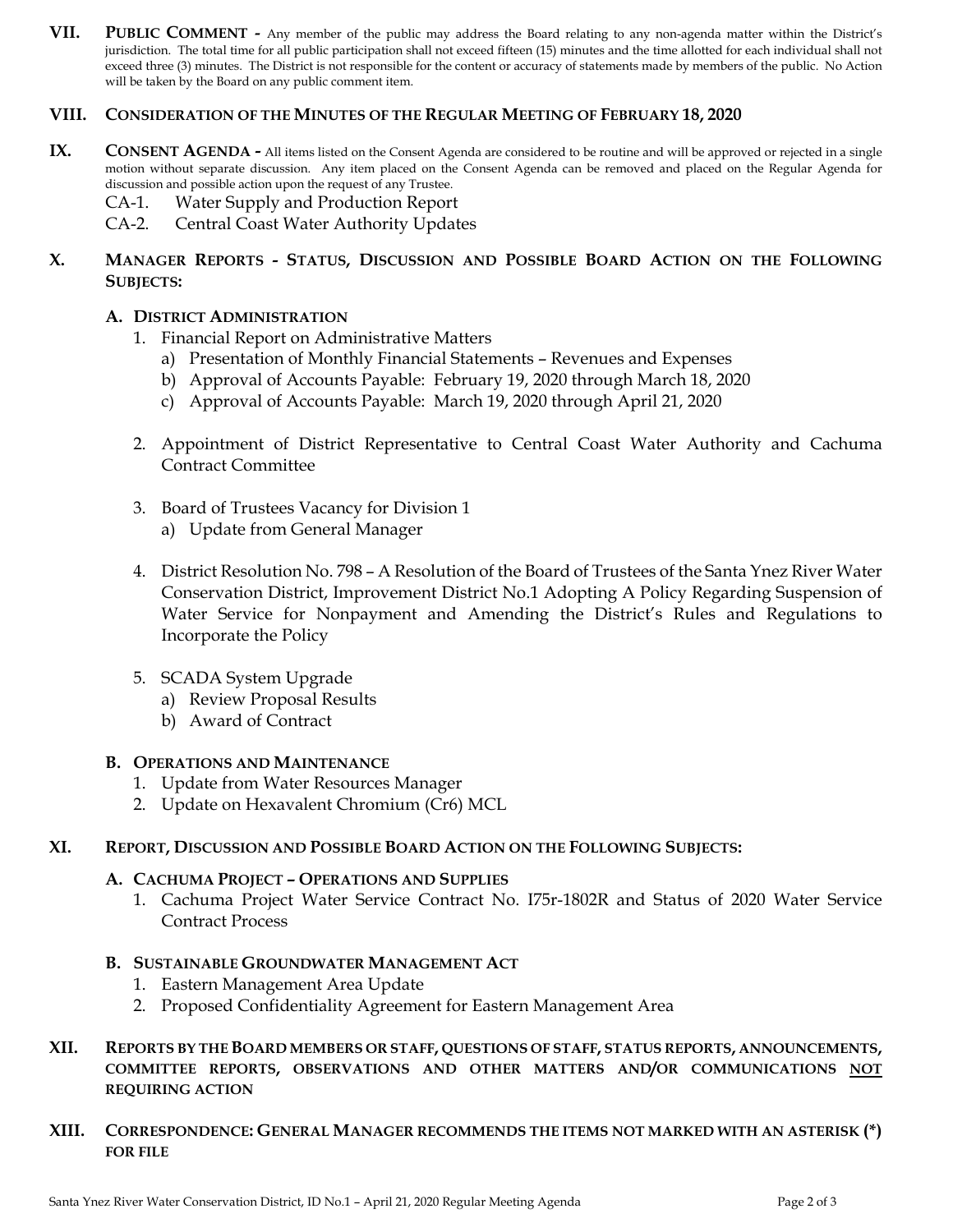**VII. PUBLIC COMMENT -** Any member of the public may address the Board relating to any non-agenda matter within the District's jurisdiction. The total time for all public participation shall not exceed fifteen (15) minutes and the time allotted for each individual shall not exceed three (3) minutes. The District is not responsible for the content or accuracy of statements made by members of the public. No Action will be taken by the Board on any public comment item.

**VIII. CONSIDERATION OF THE MINUTES OF THE REGULAR MEETING OF FEBRUARY 18, 2020**

**IX. CONSENT AGENDA -** All items listed on the Consent Agenda are considered to be routine and will be approved or rejected in a single motion without separate discussion. Any item placed on the Consent Agenda can be removed and placed on the Regular Agenda for discussion and possible action upon the request of any Trustee.

- CA-1. Water Supply and Production Report
- CA-2. Central Coast Water Authority Updates

**X. MANAGER REPORTS - STATUS, DISCUSSION AND POSSIBLE BOARD ACTION ON THE FOLLOWING SUBJECTS:**

**A. DISTRICT ADMINISTRATION**

1. Financial Report on Administrative Matters
   a) Presentation of Monthly Financial Statements – Revenues and Expenses
   b) Approval of Accounts Payable: February 19, 2020 through March 18, 2020
   c) Approval of Accounts Payable: March 19, 2020 through April 21, 2020

2. Appointment of District Representative to Central Coast Water Authority and Cachuma Contract Committee

3. Board of Trustees Vacancy for Division 1
   a) Update from General Manager

4. District Resolution No. 798 – A Resolution of the Board of Trustees of the Santa Ynez River Water Conservation District, Improvement District No.1 Adopting A Policy Regarding Suspension of Water Service for Nonpayment and Amending the District's Rules and Regulations to Incorporate the Policy

5. SCADA System Upgrade
   a) Review Proposal Results
   b) Award of Contract

**B. OPERATIONS AND MAINTENANCE**

1. Update from Water Resources Manager
2. Update on Hexavalent Chromium (Cr6) MCL

**XI. REPORT, DISCUSSION AND POSSIBLE BOARD ACTION ON THE FOLLOWING SUBJECTS:**

**A. CACHUMA PROJECT – OPERATIONS AND SUPPLIES**

1. Cachuma Project Water Service Contract No. I75r-1802R and Status of 2020 Water Service Contract Process

**B. SUSTAINABLE GROUNDWATER MANAGEMENT ACT**

1. Eastern Management Area Update
2. Proposed Confidentiality Agreement for Eastern Management Area

**XII. REPORTS BY THE BOARD MEMBERS OR STAFF, QUESTIONS OF STAFF, STATUS REPORTS, ANNOUNCEMENTS, COMMITTEE REPORTS, OBSERVATIONS AND OTHER MATTERS AND/OR COMMUNICATIONS NOT REQUIRING ACTION**

**XIII. CORRESPONDENCE: GENERAL MANAGER RECOMMENDS THE ITEMS NOT MARKED WITH AN ASTERISK (*) FOR FILE**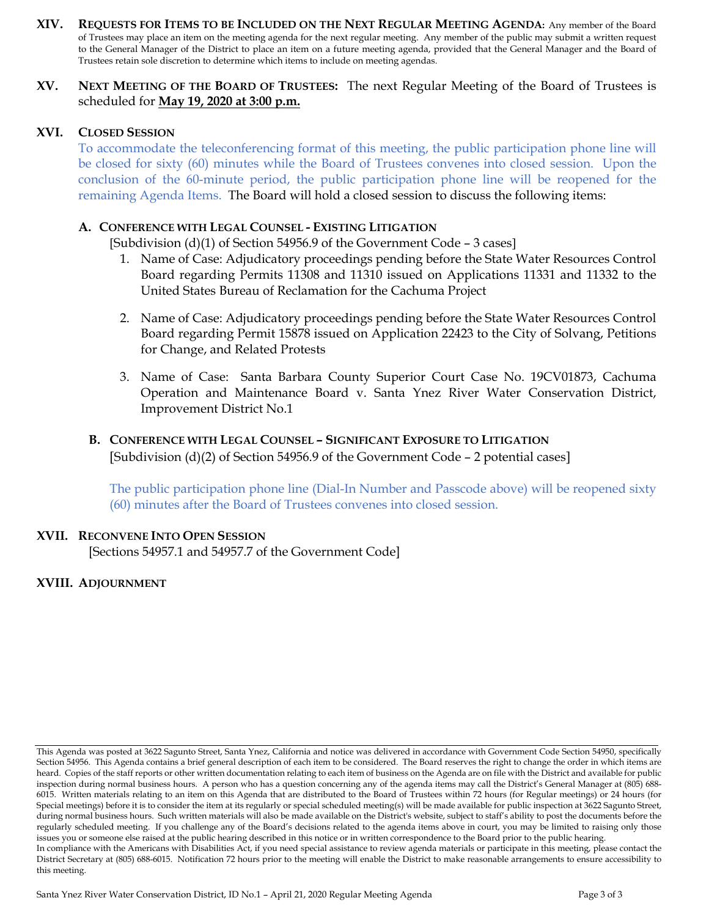**XIV. REQUESTS FOR ITEMS TO BE INCLUDED ON THE NEXT REGULAR MEETING AGENDA**: Any member of the Board of Trustees may place an item on the meeting agenda for the next regular meeting. Any member of the public may submit a written request to the General Manager of the District to place an item on a future meeting agenda, provided that the General Manager and the Board of Trustees retain sole discretion to determine which items to include on meeting agendas.

**XV. NEXT MEETING OF THE BOARD OF TRUSTEES:** The next Regular Meeting of the Board of Trustees is scheduled for **May 19, 2020 at 3:00 p.m.**

**XVI. CLOSED SESSION**

To accommodate the teleconferencing format of this meeting, the public participation phone line will be closed for sixty (60) minutes while the Board of Trustees convenes into closed session. Upon the conclusion of the 60-minute period, the public participation phone line will be reopened for the remaining Agenda Items. The Board will hold a closed session to discuss the following items:

**A. CONFERENCE WITH LEGAL COUNSEL - EXISTING LITIGATION**

[Subdivision (d)(1) of Section 54956.9 of the Government Code – 3 cases]

1. Name of Case: Adjudicatory proceedings pending before the State Water Resources Control Board regarding Permits 11308 and 11310 issued on Applications 11331 and 11332 to the United States Bureau of Reclamation for the Cachuma Project
2. Name of Case: Adjudicatory proceedings pending before the State Water Resources Control Board regarding Permit 15878 issued on Application 22423 to the City of Solvang, Petitions for Change, and Related Protests
3. Name of Case: Santa Barbara County Superior Court Case No. 19CV01873, Cachuma Operation and Maintenance Board v. Santa Ynez River Water Conservation District, Improvement District No.1

**B. CONFERENCE WITH LEGAL COUNSEL – SIGNIFICANT EXPOSURE TO LITIGATION**

[Subdivision (d)(2) of Section 54956.9 of the Government Code – 2 potential cases]

The public participation phone line (Dial-In Number and Passcode above) will be reopened sixty (60) minutes after the Board of Trustees convenes into closed session.

**XVII. RECONVENE INTO OPEN SESSION**

[Sections 54957.1 and 54957.7 of the Government Code]

**XVIII. ADJOURNMENT**

---

This Agenda was posted at 3622 Sagunto Street, Santa Ynez, California and notice was delivered in accordance with Government Code Section 54950, specifically Section 54956. This Agenda contains a brief general description of each item to be considered. The Board reserves the right to change the order in which items are heard. Copies of the staff reports or other written documentation relating to each item of business on the Agenda are on file with the District and available for public inspection during normal business hours. A person who has a question concerning any of the agenda items may call the District's General Manager at (805) 688-6015. Written materials relating to an item on this Agenda that are distributed to the Board of Trustees within 72 hours (for Regular meetings) or 24 hours (for Special meetings) before it is to consider the item at its regularly or special scheduled meeting(s) will be made available for public inspection at 3622 Sagunto Street, during normal business hours. Such written materials will also be made available on the District's website, subject to staff's ability to post the documents before the regularly scheduled meeting. If you challenge any of the Board's decisions related to the agenda items above in court, you may be limited to raising only those issues you or someone else raised at the public hearing described in this notice or in written correspondence to the Board prior to the public hearing.
In compliance with the Americans with Disabilities Act, if you need special assistance to review agenda materials or participate in this meeting, please contact the District Secretary at (805) 688-6015. Notification 72 hours prior to the meeting will enable the District to make reasonable arrangements to ensure accessibility to this meeting.